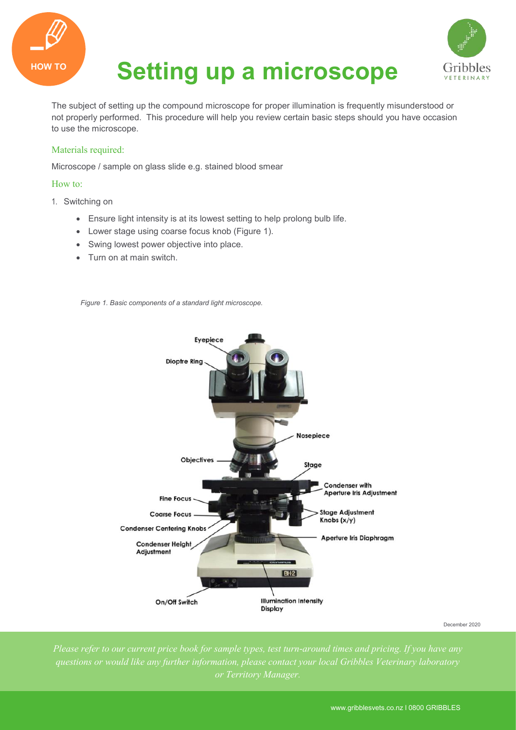HOW TO

# Setting up a microscope

The subject of setting up the compound microscope for proper illumination is frequently misunderstood or not properly performed. This procedure will help you review certain basic steps should you have occasion to use the microscope.

## Materials required:

Microscope / sample on glass slide e.g. stained blood smear

## How to:

1. Switching on
   - Ensure light intensity is at its lowest setting to help prolong bulb life.
   - Lower stage using coarse focus knob (Figure 1).
   - Swing lowest power objective into place.
   - Turn on at main switch.

*Figure 1. Basic components of a standard light microscope.*

Eyepiece

Dioptre Ring

Nosepiece

Objectives

Stage

Condenser with Aperture Iris Adjustment

Fine Focus

Coarse Focus

Stage Adjustment Knobs (x/y)

Condenser Centering Knobs

Aperture Iris Diaphragm

Condenser Height Adjustment

On/Off Switch

Illumination Intensity Display

December 2020

*Please refer to our current price book for sample types, test turn-around times and pricing. If you have any questions or would like any further information, please contact your local Gribbles Veterinary laboratory or Territory Manager.*

www.gribblesvets.co.nz | 0800 GRIBBLES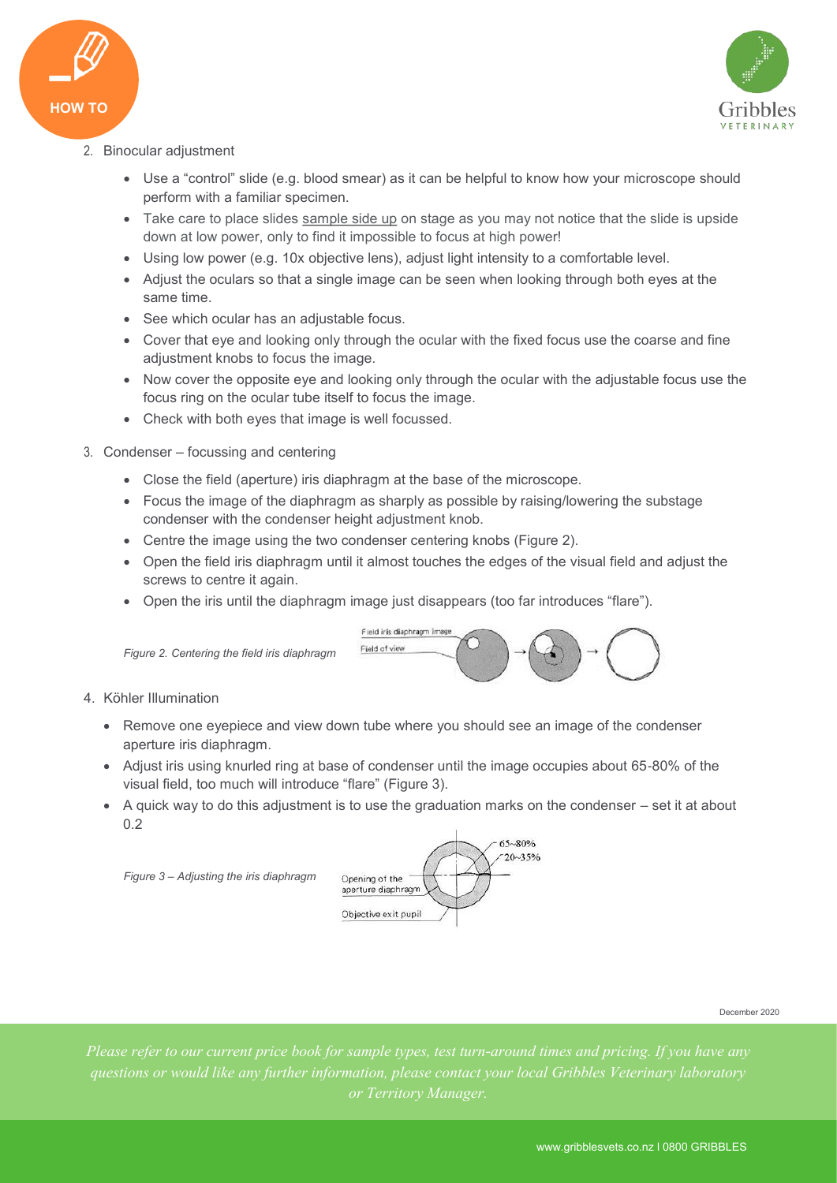2. Binocular adjustment

    - Use a "control" slide (e.g. blood smear) as it can be helpful to know how your microscope should perform with a familiar specimen.
    - Take care to place slides sample side up on stage as you may not notice that the slide is upside down at low power, only to find it impossible to focus at high power!
    - Using low power (e.g. 10x objective lens), adjust light intensity to a comfortable level.
    - Adjust the oculars so that a single image can be seen when looking through both eyes at the same time.
    - See which ocular has an adjustable focus.
    - Cover that eye and looking only through the ocular with the fixed focus use the coarse and fine adjustment knobs to focus the image.
    - Now cover the opposite eye and looking only through the ocular with the adjustable focus use the focus ring on the ocular tube itself to focus the image.
    - Check with both eyes that image is well focussed.

3. Condenser – focussing and centering

    - Close the field (aperture) iris diaphragm at the base of the microscope.
    - Focus the image of the diaphragm as sharply as possible by raising/lowering the substage condenser with the condenser height adjustment knob.
    - Centre the image using the two condenser centering knobs (Figure 2).
    - Open the field iris diaphragm until it almost touches the edges of the visual field and adjust the screws to centre it again.
    - Open the iris until the diaphragm image just disappears (too far introduces "flare").

*Figure 2. Centering the field iris diaphragm*

4. Köhler Illumination

    - Remove one eyepiece and view down tube where you should see an image of the condenser aperture iris diaphragm.
    - Adjust iris using knurled ring at base of condenser until the image occupies about 65-80% of the visual field, too much will introduce "flare" (Figure 3).
    - A quick way to do this adjustment is to use the graduation marks on the condenser – set it at about 0.2

*Figure 3 – Adjusting the iris diaphragm*

December 2020

*Please refer to our current price book for sample types, test turn-around times and pricing. If you have any questions or would like any further information, please contact your local Gribbles Veterinary laboratory or Territory Manager.*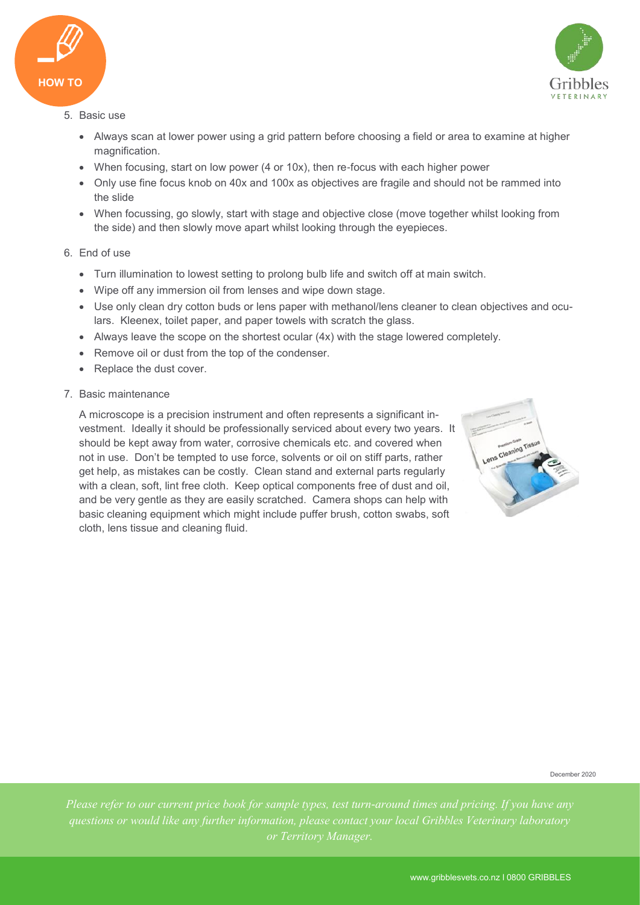5. Basic use

    - Always scan at lower power using a grid pattern before choosing a field or area to examine at higher magnification.
    - When focusing, start on low power (4 or 10x), then re-focus with each higher power
    - Only use fine focus knob on 40x and 100x as objectives are fragile and should not be rammed into the slide
    - When focussing, go slowly, start with stage and objective close (move together whilst looking from the side) and then slowly move apart whilst looking through the eyepieces.

6. End of use

    - Turn illumination to lowest setting to prolong bulb life and switch off at main switch.
    - Wipe off any immersion oil from lenses and wipe down stage.
    - Use only clean dry cotton buds or lens paper with methanol/lens cleaner to clean objectives and oculars. Kleenex, toilet paper, and paper towels with scratch the glass.
    - Always leave the scope on the shortest ocular (4x) with the stage lowered completely.
    - Remove oil or dust from the top of the condenser.
    - Replace the dust cover.

7. Basic maintenance

    A microscope is a precision instrument and often represents a significant investment. Ideally it should be professionally serviced about every two years. It should be kept away from water, corrosive chemicals etc. and covered when not in use. Don't be tempted to use force, solvents or oil on stiff parts, rather get help, as mistakes can be costly. Clean stand and external parts regularly with a clean, soft, lint free cloth. Keep optical components free of dust and oil, and be very gentle as they are easily scratched. Camera shops can help with basic cleaning equipment which might include puffer brush, cotton swabs, soft cloth, lens tissue and cleaning fluid.

December 2020

*Please refer to our current price book for sample types, test turn-around times and pricing. If you have any questions or would like any further information, please contact your local Gribbles Veterinary laboratory or Territory Manager.*

www.gribblesvets.co.nz | 0800 GRIBBLES